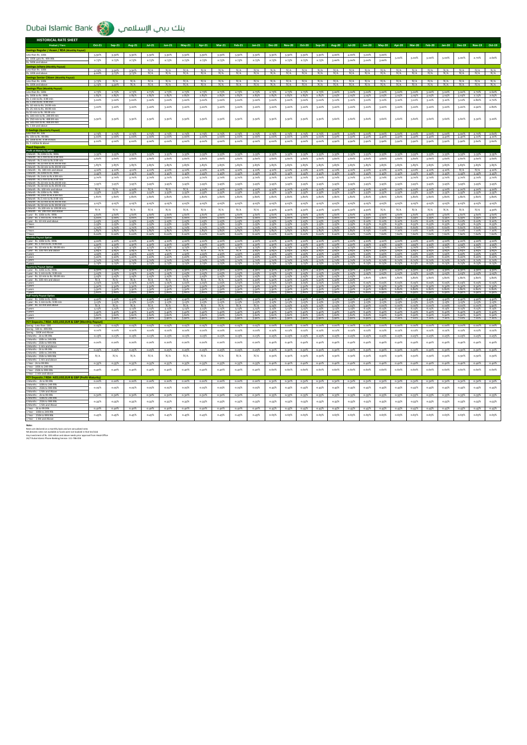# Dubai Islamic Bank بنك دبي الإسلامي

## HISTORICAL RATE SHEET

| Product / Tiers | Oct-21 | Sep-21 | Aug-21 | Jul-21 | Jun-21 | May-21 | Apr-21 | Mar-21 | Feb-21 | Jan-21 | Dec-20 | Nov-20 | Oct-20 | Sep-20 | Aug-20 | Jul-20 | Jun-20 | May-20 | Apr-20 | Mar-20 | Feb-20 | Jan-20 | Dec-19 | Nov-19 | Oct-19 |
|---|---|---|---|---|---|---|---|---|---|---|---|---|---|---|---|---|---|---|---|---|---|---|---|---|---|
| **Savings Regular / Asaan / RDA (Monthly Payout)** | | | | | | | | | | | | | | | | | | | | | | | | | |
| Less than Rs. 100K | 3.50% | 3.50% | 3.50% | 3.50% | 3.50% | 3.50% | 3.50% | 3.50% | 3.50% | 3.50% | 3.50% | 3.50% | 3.50% | 3.50% | 4.00% | 4.00% | 5.00% | 5.00% | 5.00% | 5.00% | 3.00% | 3.00% | 3.00% | 2.70% | 2.60% |
| Rs. 100K upto Rs. 499,999 | 2.75% | 2.75% | 2.75% | 2.75% | 2.75% | 2.75% | 2.75% | 2.75% | 2.75% | 2.75% | 2.75% | 2.75% | 2.75% | 2.75% | 3.00% | 3.00% | 3.00% | 3.00% | | | | | | | |
| Rs. 500K and above | | | | | | | | | | | | | | | | | | | | | | | | | |
| **Savings Johara (Monthly Payout)** | | | | | | | | | | | | | | | | | | | | | | | | | |
| Less than Rs. 100K | 3.75% | 3.50% | 3.50% | N/A | N/A | N/A | N/A | N/A | N/A | N/A | N/A | N/A | N/A | N/A | N/A | N/A | N/A | N/A | N/A | N/A | N/A | N/A | N/A | N/A | N/A |
| Rs. 100K and above | 4.00% | 3.75% | 3.75% | N/A | N/A | N/A | N/A | N/A | N/A | N/A | N/A | N/A | N/A | N/A | N/A | N/A | N/A | N/A | N/A | N/A | N/A | N/A | N/A | N/A | N/A |
| **Savings Senior Citizen (Monthly Payout)** | | | | | | | | | | | | | | | | | | | | | | | | | |
| Less than Rs. 100K | 3.75% | N/A | N/A | N/A | N/A | N/A | N/A | N/A | N/A | N/A | N/A | N/A | N/A | N/A | N/A | N/A | N/A | N/A | N/A | N/A | N/A | N/A | N/A | N/A | N/A |
| Rs. 100K and above | 5.75% | 5.50% | N/A | N/A | N/A | N/A | N/A | N/A | N/A | N/A | N/A | N/A | N/A | N/A | N/A | N/A | N/A | N/A | N/A | N/A | N/A | N/A | N/A | N/A | N/A |
| **Savings Plus (Monthly Payout)** | | | | | | | | | | | | | | | | | | | | | | | | | |
| Less than Rs. 50K | 2.75% | 2.75% | 2.75% | 2.75% | 2.75% | 2.75% | 2.75% | 2.75% | 2.75% | 2.75% | 2.75% | 2.75% | 2.75% | 2.75% | 3.00% | 3.00% | 3.00% | 3.00% | 3.00% | 3.00% | 3.00% | 3.00% | 3.00% | 2.70% | 2.60% |
| Rs. 50K to Rs. 999K | 2.85% | 2.85% | 2.85% | 2.85% | 2.85% | 2.85% | 2.85% | 2.85% | 2.85% | 2.85% | 2.85% | 2.85% | 2.85% | 2.85% | 3.05% | 3.05% | 3.05% | 3.05% | 3.05% | 3.05% | 3.05% | 3.05% | 3.05% | 2.75% | 2.65% |
| Rs. 1 mln to Rs. 4.99 mln / Rs. 5 mln to Rs. 9.99 mln | 3.00% | 3.00% | 3.00% | 3.00% | 3.00% | 3.00% | 3.00% | 3.00% | 3.00% | 3.00% | 3.00% | 3.00% | 3.00% | 3.00% | 3.10% | 3.10% | 3.10% | 3.10% | 3.10% | 3.10% | 3.10% | 3.10% | 3.10% | 2.80% | 2.70% |
| Rs. 10 mln to Rs. 24.99 mln / Rs. 25 mln to Rs. 49.99 mln | 3.20% | 3.20% | 3.20% | 3.20% | 3.20% | 3.20% | 3.20% | 3.20% | 3.20% | 3.20% | 3.20% | 3.20% | 3.20% | 3.20% | 3.20% | 3.20% | 3.20% | 3.20% | 3.20% | 3.20% | 3.20% | 3.20% | 3.20% | 2.90% | 2.80% |
| Rs 50 mln to Rs. 99.99 mln / Rs. 100 mln to Rs. 249.99 mln / Rs. 250 mln to Rs. 499.99 mln / Rs. 500 mln to Rs. 999.99 mln / Rs. 1 Bln and above | 3.50% | 3.50% | 3.50% | 3.50% | 3.50% | 3.50% | 3.50% | 3.50% | 3.50% | 3.50% | 3.50% | 3.50% | 3.50% | 3.50% | 3.60% | 3.60% | 3.60% | 3.60% | 3.60% | 3.60% | 3.60% | 3.60% | 3.60% | 3.30% | 3.20% |
| **E-Savings (Quarterly Payout)** | | | | | | | | | | | | | | | | | | | | | | | | | |
| Less than Rs. 50k | 2.75% | 2.75% | 2.75% | 2.75% | 2.75% | 2.75% | 2.75% | 2.75% | 2.75% | 2.75% | 2.75% | 2.75% | 2.75% | 2.75% | 3.00% | 3.00% | 3.00% | 3.00% | 3.00% | 3.00% | 3.00% | 3.00% | 3.00% | 2.70% | 2.60% |
| Rs. 50k to Rs. 99,999 | 3.00% | 3.00% | 3.00% | 3.00% | 3.00% | 3.00% | 3.00% | 3.00% | 3.00% | 3.00% | 3.00% | 3.00% | 3.00% | 3.00% | 3.50% | 3.50% | 3.50% | 3.50% | 3.50% | 3.50% | 3.50% | 3.50% | 3.50% | 4.10% | 4.10% |
| Rs. 100k to Rs. 4.99 million / Rs. 5 million & above | 4.00% | 4.00% | 4.00% | 4.00% | 4.00% | 4.00% | 4.00% | 4.00% | 4.00% | 4.00% | 4.00% | 4.00% | 4.00% | 4.00% | 4.90% | 4.90% | 5.90% | 5.90% | 5.90% | 5.90% | 5.90% | 5.90% | 5.90% | 5.60% | 5.60% |
| **Fixed Deposits** | | | | | | | | | | | | | | | | | | | | | | | | | |
| **Profit at Maturity Option** | | | | | | | | | | | | | | | | | | | | | | | | | |
| 1 Month - Rs. 100k to Rs. 999k | 3.35% | 3.35% | 3.35% | 3.35% | 3.35% | 3.35% | 3.35% | 3.35% | 3.35% | 3.35% | 3.35% | 3.35% | 3.35% | 3.35% | 3.35% | 3.35% | 3.35% | 3.35% | 3.35% | 3.35% | 3.35% | 3.35% | 3.35% | 3.35% | 3.35% |
| 1 Month - Rs.1 mln to Rs.4.99 mln / Rs.5 mln to Rs.9.99 mln | 3.60% | 3.60% | 3.60% | 3.60% | 3.60% | 3.60% | 3.60% | 3.60% | 3.60% | 3.60% | 3.60% | 3.60% | 3.60% | 3.60% | 3.60% | 3.60% | 3.60% | 3.60% | 3.60% | 3.60% | 3.60% | 3.60% | 3.60% | 3.60% | 3.60% |
| 1 Month - Rs.10 mln to Rs.49.99 mln / Rs.50 mln to Rs.99.99 mln | 3.85% | 3.85% | 3.85% | 3.85% | 3.85% | 3.85% | 3.85% | 3.85% | 3.85% | 3.85% | 3.85% | 3.85% | 3.85% | 3.85% | 3.85% | 3.85% | 3.85% | 3.85% | 3.85% | 3.85% | 3.85% | 3.85% | 3.85% | 3.85% | 3.85% |
| 1 Month - Rs. 100 mln and above | 4.10% | 4.10% | 4.10% | 4.10% | 4.10% | 4.10% | 4.10% | 4.10% | 4.10% | 4.10% | 4.10% | 4.10% | 4.10% | 4.10% | 4.10% | 4.10% | 4.10% | 4.10% | 4.10% | 4.10% | 4.10% | 4.10% | N/A | N/A | 4.10% |
| 3 Month - Rs.100k to Rs. 999k | 3.45% | 3.45% | 3.45% | 3.45% | 3.45% | 3.45% | 3.45% | 3.45% | 3.45% | 3.45% | 3.45% | 3.45% | 3.45% | 3.45% | 3.45% | 3.45% | 3.45% | 3.45% | 3.45% | 3.45% | 3.45% | 3.45% | 3.45% | 3.45% | 3.45% |
| 3 Month - Rs.1mln to Rs.4.99 mln / Rs.5 mln to Rs.9.99 mln | 3.70% | 3.70% | 3.70% | 3.70% | 3.70% | 3.70% | 3.70% | 3.70% | 3.70% | 3.70% | 3.70% | 3.70% | 3.70% | 3.70% | 3.70% | 3.70% | 3.70% | 3.70% | 3.70% | 3.70% | 3.70% | 3.70% | 3.70% | 3.70% | 3.70% |
| 3 Month - Rs.10 mln to Rs.49.99 mln / Rs.50 mln to Rs.99.99 mln | 3.95% | 3.95% | 3.95% | 3.95% | 3.95% | 3.95% | 3.95% | 3.95% | 3.95% | 3.95% | 3.95% | 3.95% | 3.95% | 3.95% | 3.95% | 3.95% | 3.95% | 3.95% | 3.95% | 3.95% | 3.95% | 3.95% | 3.95% | 3.95% | 3.95% |
| 3 Month - Rs. 100 mln and above | N/A | N/A | 4.20% | N/A | N/A | N/A | 4.20% | 4.20% | 4.20% | 4.20% | 4.20% | 4.20% | 4.20% | 4.20% | 4.20% | 4.20% | 4.20% | 4.20% | 4.20% | 4.20% | 4.20% | 4.20% | 4.20% | 4.20% | 4.20% |
| 6 Month - Rs.100k to Rs. 999k | 3.55% | 3.55% | 3.55% | 3.55% | 3.55% | 3.55% | 3.55% | 3.55% | 3.55% | 3.55% | 3.55% | 3.55% | 3.55% | 3.55% | 3.55% | 3.55% | 3.55% | 3.55% | 3.55% | 3.55% | 3.55% | 3.55% | 3.55% | 3.55% | 3.55% |
| 6 Month - Rs.1mln to Rs.4.99 mln / Rs.5 mln to Rs.9.99 mln | 3.80% | 3.80% | 3.80% | 3.80% | 3.80% | 3.80% | 3.80% | 3.80% | 3.80% | 3.80% | 3.80% | 3.80% | 3.80% | 3.80% | 3.80% | 3.80% | 3.80% | 3.80% | 3.80% | 3.80% | 3.80% | 3.80% | 3.80% | 3.80% | 3.80% |
| 6 Month - Rs.10 mln to Rs.49.99 mln / Rs.50 mln to Rs.99.99 mln | 4.05% | 4.05% | 4.05% | 4.05% | 4.05% | 4.05% | 4.05% | 4.05% | 4.05% | 4.05% | 4.05% | 4.05% | 4.05% | 4.05% | 4.05% | 4.05% | 4.05% | 4.05% | 4.05% | 4.05% | 4.05% | 4.05% | 4.05% | 4.05% | 4.05% |
| 6 Month - Rs.100 mln to Rs.199.99 mln / 6 Month - Rs. 200 mln and above | N/A | N/A | N/A | N/A | N/A | N/A | N/A | N/A | N/A | N/A | 4.30% | 4.30% | 4.30% | 4.30% | 4.30% | 4.30% | 4.30% | 4.30% | N/A | N/A | N/A | N/A | N/A | N/A | N/A |
| 1 year - Rs. 100k to Rs. 999k | 4.60% | 4.60% | 4.60% | 4.60% | 4.60% | 4.60% | 4.60% | 4.60% | 4.60% | 4.60% | 4.60% | 4.60% | 4.60% | 4.60% | 4.60% | 4.60% | 4.60% | 4.60% | 4.60% | 4.60% | 4.60% | 4.60% | 4.60% | 4.60% | 4.60% |
| 1 year - Rs. 1 mln to Rs. 9.99 mln | 5.00% | 5.00% | 5.00% | 5.00% | 5.00% | 5.00% | 5.00% | 5.00% | 5.00% | 5.00% | 5.00% | 5.00% | 5.00% | 5.00% | 5.00% | 5.00% | 5.35% | 5.35% | 5.35% | 5.35% | 5.35% | 5.35% | 5.35% | 5.35% | 5.35% |
| 1 year - Rs. 10 mln and above | 5.25% | 5.25% | 5.25% | 5.25% | 5.25% | 5.25% | 5.25% | 5.25% | 5.25% | 5.25% | 5.25% | 5.25% | 5.25% | 5.25% | 5.25% | 5.25% | 6.10% | 6.10% | 6.10% | 6.10% | 6.10% | 6.10% | 6.10% | 6.10% | 6.10% |
| 2 Years | 5.55% | 5.55% | 5.55% | 5.55% | 5.55% | 5.55% | 5.55% | 5.55% | 5.55% | 5.55% | 5.55% | 5.55% | 5.55% | 5.55% | 5.55% | 5.55% | 6.35% | 6.35% | 6.35% | 6.35% | 6.35% | 6.35% | 6.35% | 6.35% | 6.35% |
| 3 Years | 5.70% | 5.70% | 5.70% | 5.70% | 5.70% | 5.70% | 5.70% | 5.70% | 5.70% | 5.70% | 5.70% | 5.70% | 5.70% | 5.70% | 5.70% | 5.70% | 6.60% | 6.60% | 6.60% | 6.60% | 6.60% | 6.60% | 6.60% | 6.60% | 6.60% |
| 5 Years | 5.85% | 5.85% | 5.85% | 5.85% | 5.85% | 5.85% | 5.85% | 5.85% | 5.85% | 5.85% | 5.85% | 5.85% | 5.85% | 5.85% | 5.85% | 5.85% | 6.75% | 7.10% | 7.10% | 7.10% | 7.10% | 7.10% | 7.10% | 7.10% | 7.10% |
| 7 Years | 6.00% | 6.00% | 6.00% | 6.00% | 6.00% | 6.00% | 6.00% | 6.00% | 6.00% | 6.00% | 6.00% | 6.00% | 6.00% | 6.00% | 6.00% | 6.00% | 7.00% | 7.60% | 7.60% | 7.60% | 7.60% | 7.60% | 7.60% | 7.60% | 7.60% |
| **Monthly Payout Option** | | | | | | | | | | | | | | | | | | | | | | | | | |
| 1 year - Rs. 100k to Rs. 999k | 4.20% | 4.20% | 4.20% | 4.20% | 4.20% | 4.20% | 4.20% | 4.20% | 4.20% | 4.20% | 4.20% | 4.20% | 4.20% | 4.20% | 4.20% | 4.20% | 4.20% | 4.20% | 4.20% | 4.20% | 4.20% | 4.20% | 4.20% | 4.20% | 4.20% |
| 1 year - Rs. 1 mln to Rs. 9.99 mln | 4.50% | 4.50% | 4.50% | 4.50% | 4.50% | 4.50% | 4.50% | 4.50% | 4.50% | 4.50% | 4.50% | 4.50% | 4.50% | 4.50% | 4.50% | 4.50% | 4.95% | 4.95% | 4.95% | 4.95% | 4.95% | 4.95% | 4.95% | 4.95% | 4.95% |
| 1 year - Rs. 10 mln to Rs. 99.99 mln | 4.75% | 4.75% | 4.75% | 4.75% | 4.75% | 4.75% | 4.75% | 4.75% | 4.75% | 4.75% | 4.75% | 4.75% | 4.75% | 4.75% | 4.75% | 4.75% | 5.70% | 5.70% | 5.70% | 5.70% | 5.70% | 5.70% | 5.70% | 5.70% | 5.70% |
| 1 year - Rs. 100 mln and above | 4.85% | 4.85% | 4.85% | N/A | N/A | N/A | N/A | N/A | N/A | 4.85% | 4.85% | 4.85% | 4.85% | 4.85% | 4.85% | 4.85% | 4.85% | 4.85% | 4.85% | 4.85% | 4.85% | 4.85% | 4.85% | 4.85% | 4.85% |
| 2 years | 4.95% | 4.95% | 4.95% | 4.95% | 4.95% | 4.95% | 4.95% | 4.95% | 4.95% | 4.95% | 4.95% | 4.95% | 4.95% | 4.95% | 4.95% | 4.95% | 5.95% | 5.95% | 5.95% | 5.95% | 5.95% | 5.95% | 5.95% | 5.95% | 5.95% |
| 3 years | 5.20% | 5.20% | 5.20% | 5.20% | 5.20% | 5.20% | 5.20% | 5.20% | 5.20% | 5.20% | 5.20% | 5.20% | 5.20% | 5.20% | 5.20% | 5.20% | 6.20% | 6.20% | 6.20% | 6.20% | 6.20% | 6.20% | 6.20% | 6.20% | 6.20% |
| 5 years | 5.70% | 5.70% | 5.70% | 5.70% | 5.70% | 5.70% | 5.70% | 5.70% | 5.70% | 5.70% | 5.70% | 5.70% | 5.70% | 5.70% | 5.70% | 5.70% | 6.70% | 6.70% | 6.70% | 6.70% | 6.70% | 6.70% | 6.70% | 6.70% | 6.70% |
| 7 years | 5.75% | 5.75% | 5.75% | 5.75% | 5.75% | 5.75% | 5.75% | 5.75% | 5.75% | 5.75% | 5.75% | 5.75% | 5.75% | 5.75% | 5.75% | 5.75% | 6.75% | 6.75% | 6.75% | 6.75% | 6.75% | 6.75% | 6.75% | 6.75% | 6.75% |
| **Quarterly Payout Option** | | | | | | | | | | | | | | | | | | | | | | | | | |
| 1 year - Rs. 100k to Rs. 999k | 4.30% | 4.30% | 4.30% | 4.30% | 4.30% | 4.30% | 4.30% | 4.30% | 4.30% | 4.30% | 4.30% | 4.30% | 4.30% | 4.30% | 4.30% | 4.30% | 4.30% | 4.30% | 4.30% | 4.30% | 4.30% | 4.30% | 4.30% | 4.30% | 4.30% |
| 1 year - Rs. 1 mln to Rs. 9.99 mln | 5.05% | 5.05% | 5.05% | 5.05% | 5.05% | 5.05% | 5.05% | 5.05% | 5.05% | 5.05% | 5.05% | 5.05% | 5.05% | 5.05% | 5.05% | 5.05% | 5.05% | 5.05% | 5.05% | 5.05% | 5.05% | 5.05% | 5.05% | 5.05% | 5.05% |
| 1 year - Rs. 10 mln to Rs. 99.99 mln | 5.25% | 5.25% | 5.25% | 5.25% | 5.25% | 5.25% | 5.25% | 5.25% | 5.25% | 5.25% | 5.25% | 5.25% | 5.25% | 5.25% | 5.25% | 5.25% | 5.80% | 5.80% | 5.80% | 5.80% | 5.80% | 5.80% | 5.80% | 5.80% | 5.80% |
| 1 year - Rs. 100 mln and above | N/A | N/A | N/A | N/A | N/A | N/A | N/A | N/A | N/A | 5.30% | 5.30% | 5.30% | 5.30% | 5.30% | 5.30% | 5.30% | | | | | | | | | |
| 2 years | 5.05% | 5.05% | 5.05% | 5.05% | 5.05% | 5.05% | 5.05% | 5.05% | 5.05% | 5.05% | 5.05% | 5.05% | 5.05% | 5.05% | 5.05% | 5.05% | 6.05% | 6.05% | 6.05% | 6.05% | 6.05% | 6.05% | 6.05% | 6.05% | 6.05% |
| 3 years | 5.30% | 5.30% | 5.30% | 5.30% | 5.30% | 5.30% | 5.30% | 5.30% | 5.30% | 5.30% | 5.30% | 5.30% | 5.30% | 5.30% | 5.30% | 5.30% | 6.30% | 6.30% | 6.30% | 6.30% | 6.30% | 6.30% | 6.30% | 6.30% | 6.30% |
| 5 years | 5.50% | 5.50% | 5.50% | 5.50% | 5.50% | 5.50% | 5.50% | 5.50% | 5.50% | 5.50% | 5.50% | 5.50% | 5.50% | 5.50% | 5.50% | 5.50% | 6.80% | 6.80% | 6.80% | 6.80% | 6.80% | 6.80% | 6.80% | 6.80% | 6.80% |
| 7 years | 5.80% | 5.80% | 5.80% | 5.80% | 5.80% | 5.80% | 5.80% | 5.80% | 5.80% | 5.80% | 5.80% | 5.80% | 5.80% | 5.80% | 5.80% | 5.80% | 6.90% | 6.90% | 6.90% | 6.90% | 6.90% | 6.90% | 6.90% | 6.90% | 6.90% |
| **Half Yearly Payout Option** | | | | | | | | | | | | | | | | | | | | | | | | | |
| 1 year - Rs. 100k to Rs. 999k | 4.40% | 4.40% | 4.40% | 4.40% | 4.40% | 4.40% | 4.40% | 4.40% | 4.40% | 4.40% | 4.40% | 4.40% | 4.40% | 4.40% | 4.40% | 4.40% | 4.40% | 4.40% | 4.40% | 4.40% | 4.40% | 4.40% | 4.40% | 4.40% | 4.40% |
| 1 year - Rs. 1 mln to Rs. 9.99 mln | 5.15% | 5.15% | 5.15% | 5.15% | 5.15% | 5.15% | 5.15% | 5.15% | 5.15% | 5.15% | 5.15% | 5.15% | 5.15% | 5.15% | 5.15% | 5.15% | 5.15% | 5.15% | 5.15% | 5.15% | 5.15% | 5.15% | 5.15% | 5.15% | 5.15% |
| 1 year - Rs. 10 mln and above | N/A | N/A | N/A | N/A | N/A | N/A | N/A | N/A | N/A | N/A | 5.25% | 5.25% | 5.25% | 5.25% | 5.25% | 5.25% | 5.90% | 5.90% | 5.90% | 5.90% | 5.90% | 5.90% | 5.90% | 5.90% | 5.90% |
| 2 years | 5.15% | 5.15% | 5.15% | 5.15% | 5.15% | 5.15% | 5.15% | 5.15% | 5.15% | 5.15% | 5.15% | 5.15% | 5.15% | 5.15% | 5.15% | 5.15% | 6.15% | 6.15% | 6.15% | 6.15% | 6.15% | 6.15% | 6.15% | 6.15% | 6.15% |
| 3 years | 5.40% | 5.40% | 5.40% | 5.40% | 5.40% | 5.40% | 5.40% | 5.40% | 5.40% | 5.40% | 5.40% | 5.40% | 5.40% | 5.40% | 5.40% | 5.40% | 6.40% | 6.40% | 6.40% | 6.40% | 6.40% | 6.40% | 6.40% | 6.40% | 6.40% |
| 5 years | 5.60% | 5.60% | 5.60% | 5.60% | 5.60% | 5.60% | 5.60% | 5.60% | 5.60% | 5.60% | 5.60% | 5.60% | 5.60% | 5.60% | 5.60% | 5.60% | 6.60% | 6.90% | 6.90% | 6.90% | 6.90% | 6.90% | 6.90% | 6.90% | 6.90% |
| 7 years | 5.90% | 5.90% | 5.90% | 5.90% | 5.90% | 5.90% | 5.90% | 5.90% | 5.90% | 5.90% | 5.90% | 5.90% | 5.90% | 5.90% | 5.90% | 5.90% | 6.90% | 7.20% | 7.20% | 7.20% | 7.20% | 7.20% | 7.20% | 7.20% | 7.20% |
| **FCY Deposits - PDA- AED,USD,EUR & GBP (Monthly Payout)** | | | | | | | | | | | | | | | | | | | | | | | | | |
| Saving - Less than 500 | 0.05% | 0.05% | 0.05% | 0.05% | 0.05% | 0.05% | 0.05% | 0.05% | 0.05% | 0.05% | 0.06% | 0.06% | 0.06% | 0.06% | 0.06% | 0.06% | 0.06% | 0.06% | 0.06% | 0.06% | 0.06% | 0.06% | 0.06% | 0.06% | 0.06% |
| Saving - 500 to 499,999 | 0.10% | 0.10% | 0.10% | 0.10% | 0.10% | 0.10% | 0.10% | 0.10% | 0.10% | 0.10% | 0.12% | 0.12% | 0.12% | 0.12% | 0.12% | 0.12% | 0.12% | 0.12% | 0.12% | 0.12% | 0.12% | 0.12% | 0.12% | 0.12% | 0.12% |
| Saving - 500K and above | | | | | | | | | | | | | | | | | | | | | | | | | |
| 3 Months - 2k to 99,999 | 0.15% | 0.15% | 0.15% | 0.15% | 0.15% | 0.15% | 0.15% | 0.15% | 0.15% | 0.15% | 0.25% | 0.25% | 0.25% | 0.25% | 0.25% | 0.25% | 0.25% | 0.25% | 0.25% | 0.25% | 0.25% | 0.25% | 0.25% | 0.25% | 0.25% |
| 3 Months - 100k to 249,999 / 3 Months - 250k to 999,999 / 3 Months - 1 mln and above | 0.20% | 0.20% | 0.20% | 0.20% | 0.20% | 0.20% | 0.20% | 0.20% | 0.20% | 0.20% | 0.40% | 0.40% | 0.40% | 0.40% | 0.40% | 0.40% | 0.40% | 0.40% | 0.40% | 0.40% | 0.40% | 0.40% | 0.40% | 0.40% | 0.40% |
| 6 Months - 2k to 99,999 | 0.25% | 0.25% | 0.25% | 0.25% | 0.25% | 0.25% | 0.25% | 0.25% | 0.25% | 0.25% | 0.30% | 0.30% | 0.30% | 0.30% | 0.30% | 0.30% | 0.30% | 0.30% | 0.30% | 0.30% | 0.30% | 0.30% | 0.30% | 0.30% | 0.30% |
| 6 Months - 100k to 249,999 / 6 Months - 250k to 999,999 / 6 Months - 1 mln and above | N/A | N/A | N/A | N/A | N/A | N/A | N/A | N/A | N/A | N/A | 0.50% | 0.50% | 0.50% | 0.50% | 0.50% | 0.50% | 0.50% | 0.50% | 0.50% | 0.50% | 0.50% | 0.50% | 0.50% | 0.50% | 0.50% |
| 1 Year - 2k to 99,999 | 0.35% | 0.35% | 0.35% | 0.35% | 0.35% | 0.35% | 0.35% | 0.35% | 0.35% | 0.35% | 0.40% | 0.40% | 0.40% | 0.40% | 0.40% | 0.40% | 0.40% | 0.40% | 0.40% | 0.40% | 0.40% | 0.40% | 0.40% | 0.40% | 0.40% |
| 1 Year - 100k to 249,999 / 1 Year - 250k to 999,999 / 1 Year - 1 mln and above | 0.40% | 0.40% | 0.40% | 0.40% | 0.40% | 0.40% | 0.40% | 0.40% | 0.40% | 0.40% | 0.60% | 0.60% | 0.60% | 0.60% | 0.60% | 0.60% | 0.60% | 0.60% | 0.60% | 0.60% | 0.60% | 0.60% | 0.60% | 0.60% | 0.60% |
| **FCY Deposits - PDA- AED,USD,EUR & GBP (Profit at Maturity)** | | | | | | | | | | | | | | | | | | | | | | | | | |
| 3 Months - 2k to 99,999 | 0.20% | 0.20% | 0.20% | 0.20% | 0.20% | 0.20% | 0.20% | 0.20% | 0.20% | 0.20% | 0.30% | 0.30% | 0.30% | 0.30% | 0.30% | 0.30% | 0.30% | 0.30% | 0.30% | 0.30% | 0.30% | 0.30% | 0.30% | 0.30% | 0.30% |
| 3 Months - 100k to 249,999 / 3 Months - 250k to 999,999 / 3 Months - 1 Mn and Above | 0.25% | 0.25% | 0.25% | 0.25% | 0.25% | 0.25% | 0.25% | 0.25% | 0.25% | 0.25% | 0.45% | 0.45% | 0.45% | 0.45% | 0.45% | 0.45% | 0.45% | 0.45% | 0.45% | 0.45% | 0.45% | 0.45% | 0.45% | 0.45% | 0.45% |
| 6 Months - 2k to 99,999 | 0.30% | 0.30% | 0.30% | 0.30% | 0.30% | 0.30% | 0.30% | 0.30% | 0.30% | 0.30% | 0.35% | 0.35% | 0.35% | 0.35% | 0.35% | 0.35% | 0.35% | 0.35% | 0.35% | 0.35% | 0.35% | 0.35% | 0.35% | 0.35% | 0.35% |
| 6 Months - 100k to 249,999 / 6 Months - 250k to 999,999 / 6 Months - 1 Mn and Above | 0.35% | 0.35% | 0.35% | 0.35% | 0.35% | 0.35% | 0.35% | 0.35% | 0.35% | 0.35% | 0.55% | 0.55% | 0.55% | 0.55% | 0.55% | 0.55% | 0.55% | 0.55% | 0.55% | 0.55% | 0.55% | 0.55% | 0.55% | 0.55% | 0.55% |
| 1 Year - 2k to 99,999 | 0.40% | 0.40% | 0.40% | 0.40% | 0.40% | 0.40% | 0.40% | 0.40% | 0.40% | 0.40% | 0.45% | 0.45% | 0.45% | 0.45% | 0.45% | 0.45% | 0.45% | 0.45% | 0.45% | 0.45% | 0.45% | 0.45% | 0.45% | 0.45% | 0.45% |
| 1 Year - 100k to 249,999 / 1 Year - 250k to 999,999 / 1 Year - 1 Mn and Above | 0.45% | 0.45% | 0.45% | 0.45% | 0.45% | 0.45% | 0.45% | 0.45% | 0.45% | 0.45% | 0.65% | 0.65% | 0.65% | 0.65% | 0.65% | 0.65% | 0.65% | 0.65% | 0.65% | 0.65% | 0.65% | 0.65% | 0.65% | 0.65% | 0.65% |

**Note:**

Rates are declared on a monthly basis and are annualized rates

NA denotes rates not available as funds were not booked in that tier/slab

Any investment of Rs. 100 million and above needs prior approval from Head Office

24/7 Dubai Islamic Phone Banking Service: 111-786-DIB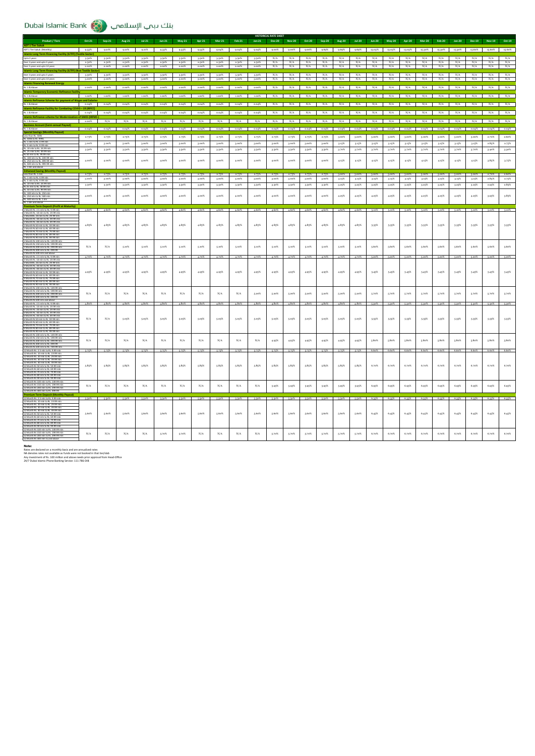# Dubai Islamic Bank بنك دبي الإسلامي

## HISTORICAL RATE SHEET

| Product / Tiers | Oct-21 | Sep-21 | Aug-21 | Jul-21 | Jun-21 | May-21 | Apr-21 | Mar-21 | Feb-21 | Jan-21 | Dec-20 | Nov-20 | Oct-20 | Sep-20 | Aug-20 | Jul-20 | Jun-20 | May-20 | Apr-20 | Mar-20 | Feb-20 | Jan-20 | Dec-19 | Nov-19 | Oct-19 |
|---|---|---|---|---|---|---|---|---|---|---|---|---|---|---|---|---|---|---|---|---|---|---|---|---|---|
| **ADT 1 Tier Sukuk** | | | | | | | | | | | | | | | | | | | | | | | | | |
| ADT 1 Tier Sukuk (Monthly) | 9.53% | 9.02% | 9.01% | 9.01% | 8.33% | 9.33% | 9.03% | 9.04% | 9.04% | 9.04% | 9.00% | 9.00% | 9.00% | 9.49% | 9.69% | 9.69% | 13.03% | 13.03% | 13.03% | 15.30% | 15.30% | 15.30% | 15.60% | 15.60% | 15.60% |
| **Islamic Long Term Financing Facility (ILTFF) (Textile Sector)** | | | | | | | | | | | | | | | | | | | | | | | | | |
| Upto 3 years | 3.50% | 3.50% | 3.50% | 3.50% | 3.50% | 3.50% | 3.50% | 3.50% | 3.50% | 3.50% | N/A | N/A | N/A | N/A | N/A | N/A | N/A | N/A | N/A | N/A | N/A | N/A | N/A | N/A | N/A |
| Over 3 years and upto 5 years | 2.50% | 2.50% | 2.50% | 2.50% | 2.50% | 2.50% | 2.50% | 2.50% | 2.50% | 2.50% | N/A | N/A | N/A | N/A | N/A | N/A | N/A | N/A | N/A | N/A | N/A | N/A | N/A | N/A | N/A |
| Over 5 years and upto 10 years | 2.00% | 2.00% | 2.00% | 2.00% | 2.00% | 2.00% | 2.00% | 2.00% | 2.00% | 2.00% | N/A | N/A | N/A | N/A | N/A | N/A | N/A | N/A | N/A | N/A | N/A | N/A | N/A | N/A | N/A |
| **Islamic Long Term Financing Facility (ILTFF) (Non Textile Sector)** | | | | | | | | | | | | | | | | | | | | | | | | | |
| Over 3 years and upto 5 years | 3.50% | 3.50% | 3.50% | 3.50% | 3.50% | 3.50% | 3.50% | 3.50% | 3.50% | 3.50% | N/A | N/A | N/A | N/A | N/A | N/A | N/A | N/A | N/A | N/A | N/A | N/A | N/A | N/A | N/A |
| Over 5 years and upto 10 years | 3.00% | 3.00% | 3.00% | 3.00% | 3.00% | 3.00% | 3.00% | 3.00% | 3.00% | 3.00% | N/A | N/A | N/A | N/A | N/A | N/A | N/A | N/A | N/A | N/A | N/A | N/A | N/A | N/A | N/A |
| **Islamic Financing Renewal Energy** | | | | | | | | | | | | | | | | | | | | | | | | | |
| Rs. 1 & Above | 2.00% | 2.00% | 2.00% | 2.00% | 2.00% | 2.00% | 2.00% | 2.00% | 2.00% | 2.00% | N/A | N/A | N/A | N/A | N/A | N/A | N/A | N/A | N/A | N/A | N/A | N/A | N/A | N/A | N/A |
| **Islamic Temporary Economic Refinance Facility** | | | | | | | | | | | | | | | | | | | | | | | | | |
| Rs. 1 & Above | 1.00% | 1.00% | 1.00% | 1.00% | 1.00% | 1.00% | 1.00% | 1.00% | 1.00% | 1.00% | N/A | N/A | N/A | N/A | N/A | N/A | N/A | N/A | N/A | N/A | N/A | N/A | N/A | N/A | N/A |
| **Islamic Refinance Scheme for payment of Wages and Salaries** | | | | | | | | | | | | | | | | | | | | | | | | | |
| Rs. 1 & Above | 0.04% | 0.04% | 0.04% | 0.04% | 0.04% | 0.04% | 0.04% | 0.04% | 0.04% | 0.04% | N/A | N/A | N/A | N/A | N/A | N/A | N/A | N/A | N/A | N/A | N/A | N/A | N/A | N/A | N/A |
| **Islamic Refinance Facility for Combating COVID – 19 (IRFCC)** | | | | | | | | | | | | | | | | | | | | | | | | | |
| Rs. 1 & Above | 0.04% | 0.04% | 0.04% | 0.04% | 0.04% | 0.04% | 0.04% | 0.04% | 0.04% | 0.04% | N/A | N/A | N/A | N/A | N/A | N/A | N/A | N/A | N/A | N/A | N/A | N/A | N/A | N/A | N/A |
| **Islamic Refinance scheme for Modernization of SMEs (IRFMS)** | | | | | | | | | | | | | | | | | | | | | | | | | |
| Rs. 1 & Above | 2.00% | N/A | N/A | N/A | N/A | N/A | N/A | N/A | N/A | N/A | N/A | N/A | N/A | N/A | N/A | N/A | N/A | N/A | N/A | N/A | N/A | N/A | N/A | N/A | N/A |
| **Business Account (Semi-annual Payout)** | | | | | | | | | | | | | | | | | | | | | | | | | |
| Rs. 1 & Above | 0.04% | 0.04% | 0.04% | 0.04% | 0.04% | 0.04% | 0.04% | 0.04% | 0.04% | 0.04% | 0.04% | 0.04% | 0.04% | 0.04% | 0.04% | 0.04% | 0.04% | 0.04% | 0.04% | 0.04% | 0.04% | 0.04% | 0.04% | 0.04% | 0.04% |
| **Special Savings (Monthly Payout)** | | | | | | | | | | | | | | | | | | | | | | | | | |
| Less than Rs. 500k; Rs. 500k to Rs. 999k | 2.75% | 2.75% | 2.75% | 2.75% | 2.75% | 2.75% | 2.75% | 2.75% | 2.75% | 2.75% | 2.75% | 2.75% | 2.75% | 2.75% | 3.00% | 3.00% | 3.00% | 3.00% | 3.00% | 3.00% | 3.00% | 3.00% | 3.00% | 2.70% | 2.60% |
| Rs. 1 mln to Rs. 4.99 mln; Rs. 5 mln to Rs. 9.99 mln | 3.00% | 3.00% | 3.00% | 3.00% | 3.00% | 3.00% | 3.00% | 3.00% | 3.00% | 3.00% | 3.00% | 3.00% | 3.00% | 3.00% | 3.15% | 3.15% | 3.15% | 3.15% | 3.15% | 3.15% | 3.15% | 3.15% | 3.15% | 2.85% | 2.75% |
| Rs. 10 mln to Rs. 24.99 mln; Rs. 25 mln to Rs. 99.99 mln | 3.50% | 3.50% | 3.50% | 3.50% | 3.50% | 3.50% | 3.50% | 3.50% | 3.50% | 3.50% | 3.50% | 3.50% | 3.50% | 3.50% | 3.70% | 3.70% | 3.70% | 3.70% | 3.70% | 3.70% | 3.70% | 3.70% | 3.70% | 3.40% | 3.30% |
| Rs. 100 mln to Rs. 249.99 mln; Rs. 250 mln to Rs. 499.99 mln; Rs. 500 mln to Rs. 999.99 mln; Rs. 1 bln and above | 4.00% | 4.00% | 4.00% | 4.00% | 4.00% | 4.00% | 4.00% | 4.00% | 4.00% | 4.00% | 4.00% | 4.00% | 4.00% | 4.00% | 4.15% | 4.15% | 4.15% | 4.15% | 4.15% | 4.15% | 4.15% | 4.15% | 4.15% | 3.85% | 3.75% |
| **Enhanced Saving (Monthly Payout)** | | | | | | | | | | | | | | | | | | | | | | | | | |
| Less than Rs. 1 mln | 2.75% | 2.75% | 2.75% | 2.75% | 2.75% | 2.75% | 2.75% | 2.75% | 2.75% | 2.75% | 2.75% | 2.75% | 2.75% | 2.75% | 3.00% | 3.00% | 3.00% | 3.00% | 3.00% | 3.00% | 3.00% | 3.00% | 3.00% | 2.70% | 2.60% |
| Rs. 1 mln to Rs. 4.99 mln; Rs. 5 mln to Rs. 9.99 mln | 3.00% | 3.00% | 3.00% | 3.00% | 3.00% | 3.00% | 3.00% | 3.00% | 3.00% | 3.00% | 3.00% | 3.00% | 3.00% | 3.00% | 3.15% | 3.15% | 3.15% | 3.15% | 3.15% | 3.15% | 3.15% | 3.15% | 3.15% | 2.85% | 2.75% |
| Rs. 10 mln to Rs. 24.99 mln; Rs. 25 mln to Rs. 99.99 mln | 3.50% | 3.50% | 3.50% | 3.50% | 3.50% | 3.50% | 3.50% | 3.50% | 3.50% | 3.50% | 3.50% | 3.50% | 3.50% | 3.50% | 3.25% | 3.25% | 3.25% | 3.25% | 3.25% | 3.25% | 3.25% | 3.25% | 3.25% | 3.25% | 2.85% |
| Rs. 100 mln to Rs. 250 mln; Rs. 250 mln to Rs. 500 mln; Rs. 500 mln to Rs. 1 bln; Rs. 1 bln and above | 4.00% | 4.00% | 4.00% | 4.00% | 4.00% | 4.00% | 4.00% | 4.00% | 4.00% | 4.00% | 4.00% | 4.00% | 4.00% | 4.00% | 4.25% | 4.25% | 4.25% | 4.25% | 4.25% | 4.25% | 4.25% | 4.25% | 4.25% | 3.95% | 3.85% |
| **Premium Term Deposit (Profit at Maturity)** | | | | | | | | | | | | | | | | | | | | | | | | | |
| 1 Month Rs. 2.5 mln to Rs. 9.99 mln | 4.60% | 4.60% | 4.60% | 4.60% | 4.60% | 4.60% | 4.60% | 4.60% | 4.60% | 4.60% | 4.60% | 4.60% | 4.60% | 4.60% | 4.60% | 4.60% | 5.10% | 5.10% | 5.10% | 5.10% | 5.10% | 5.10% | 5.10% | 5.10% | 5.10% |
| 1 Month Rs. 10 mln to Rs. 99.99 mln | 4.85% | 4.85% | 4.85% | 4.85% | 4.85% | 4.85% | 4.85% | 4.85% | 4.85% | 4.85% | 4.85% | 4.85% | 4.85% | 4.85% | 4.85% | 4.85% | 5.35% | 5.35% | 5.35% | 5.35% | 5.35% | 5.35% | 5.35% | 5.35% | 5.35% |
| 1 Month Rs. 100 mln to Rs. 499.99 mln; 1 Month Rs. 500 mln and above | N/A | N/A | 5.10% | 5.10% | 5.10% | 5.10% | 5.10% | 5.10% | 5.10% | 5.10% | 5.10% | 5.10% | 5.10% | 5.10% | 5.10% | 5.10% | 5.60% | 5.60% | 5.60% | 5.60% | 5.60% | 5.60% | 5.60% | 5.60% | 5.60% |
| 3 Month Rs. 2.5 mln to Rs. 9.99 mln | 4.70% | 4.70% | 4.70% | 4.70% | 4.70% | 4.70% | 4.70% | 4.70% | 4.70% | 4.70% | 4.70% | 4.70% | 4.70% | 4.70% | 4.70% | 4.70% | 5.20% | 5.20% | 5.20% | 5.20% | 5.20% | 5.20% | 5.20% | 5.20% | 5.20% |
| 3 Month Rs. 10 mln to Rs. 99.99 mln | 4.95% | 4.95% | 4.95% | 4.95% | 4.95% | 4.95% | 4.95% | 4.95% | 4.95% | 4.95% | 4.95% | 4.95% | 4.95% | 4.95% | 4.95% | 4.95% | 5.45% | 5.45% | 5.45% | 5.45% | 5.45% | 5.45% | 5.45% | 5.45% | 5.45% |
| 3 Month Rs. 100 mln to Rs. 499.99 mln; 3 Month Rs. 500 mln and above | N/A | N/A | N/A | N/A | N/A | N/A | N/A | N/A | N/A | 5.20% | 5.20% | 5.20% | 5.20% | 5.20% | 5.20% | 5.20% | 5.70% | 5.70% | 5.70% | 5.70% | 5.70% | 5.70% | 5.70% | 5.70% | 5.70% |
| 6 Month Rs. 2.5 mln to Rs. 9.99 mln | 4.80% | 4.80% | 4.80% | 4.80% | 4.80% | 4.80% | 4.80% | 4.80% | 4.80% | 4.80% | 4.80% | 4.80% | 4.80% | 4.80% | 4.80% | 4.80% | 5.30% | 5.30% | 5.30% | 5.30% | 5.30% | 5.30% | 5.30% | 5.30% | 5.30% |
| 6 Month Rs. 10 mln to Rs. 99.99 mln | N/A | N/A | 5.05% | 5.05% | 5.05% | 5.05% | 5.05% | 5.05% | 5.05% | 5.05% | 5.05% | 5.05% | 5.05% | 5.05% | 5.05% | 5.05% | 5.55% | 5.55% | 5.55% | 5.55% | 5.55% | 5.55% | 5.55% | 5.55% | 5.55% |
| 6 Month Rs. 100 mln to Rs. 499.99 mln; 6 Month Rs. 500 mln to Rs. 749.99 mln | N/A | N/A | N/A | N/A | N/A | N/A | N/A | N/A | N/A | N/A | 4.95% | 4.95% | 4.95% | 4.95% | 4.95% | 4.95% | 5.80% | 5.80% | 5.80% | 5.80% | 5.80% | 5.80% | 5.80% | 5.80% | 5.80% |
| 12 Month Rs. 2.5 mln to Rs. 9.99 mln | 5.75% | 5.75% | 5.75% | 5.75% | 5.75% | 5.75% | 5.75% | 5.75% | 5.75% | 5.75% | 5.75% | 5.75% | 5.75% | 5.75% | 5.75% | 5.75% | 6.60% | 6.60% | 6.60% | 6.60% | 6.60% | 6.60% | 6.60% | 6.60% | 6.60% |
| 12 Month Rs. 10 mln to Rs. 99.99 mln | 5.85% | 5.85% | 5.85% | 5.85% | 5.85% | 5.85% | 5.85% | 5.85% | 5.85% | 5.85% | 5.85% | 5.85% | 5.85% | 5.85% | 5.85% | 5.85% | 6.70% | 6.70% | 6.70% | 6.70% | 6.70% | 6.70% | 6.70% | 6.70% | 6.70% |
| 12 Month Rs. 100 mln to Rs. 499.99 mln | N/A | N/A | N/A | N/A | N/A | N/A | N/A | N/A | N/A | N/A | 5.95% | 5.95% | 5.95% | 5.95% | 5.95% | 5.95% | 6.95% | 6.95% | 6.95% | 6.95% | 6.95% | 6.95% | 6.95% | 6.95% | 6.95% |
| **Premium Term Deposit (Monthly Payout)** | | | | | | | | | | | | | | | | | | | | | | | | | |
| 12 Month Rs. 2.5 mln to Rs. 9.99 mln | 5.50% | 5.50% | 5.50% | 5.50% | 5.50% | 5.50% | 5.50% | 5.50% | 5.50% | 5.50% | 5.50% | 5.50% | 5.50% | 5.50% | 5.50% | 5.50% | 6.35% | 6.35% | 6.35% | 6.35% | 6.35% | 6.35% | 6.35% | 6.35% | 6.35% |
| 12 Month Rs. 10 mln to Rs. 99.99 mln | 5.60% | 5.60% | 5.60% | 5.60% | 5.60% | 5.60% | 5.60% | 5.60% | 5.60% | 5.60% | 5.60% | 5.60% | 5.60% | 5.60% | 5.60% | 5.60% | 6.45% | 6.45% | 6.45% | 6.45% | 6.45% | 6.45% | 6.45% | 6.45% | 6.45% |
| 12 Month Rs. 100 mln to Rs. 299.99 mln; 12 Month Rs. 300 mln and above | N/A | N/A | N/A | N/A | 5.70% | 5.70% | N/A | N/A | N/A | N/A | 5.70% | 5.70% | 5.70% | 5.70% | 5.70% | 5.70% | 6.70% | 6.70% | 6.70% | 6.70% | 6.70% | 6.70% | 6.70% | 6.70% | 6.70% |

**Note:**
Rates are declared on a monthly basis and are annualized rates
NA denotes rates not available as funds were not booked in that tier/slab
Any investment of Rs. 100 million and above needs prior approval from Head-Office
24/7 Dubai Islamic Phone Banking Service: 111-786-DIB